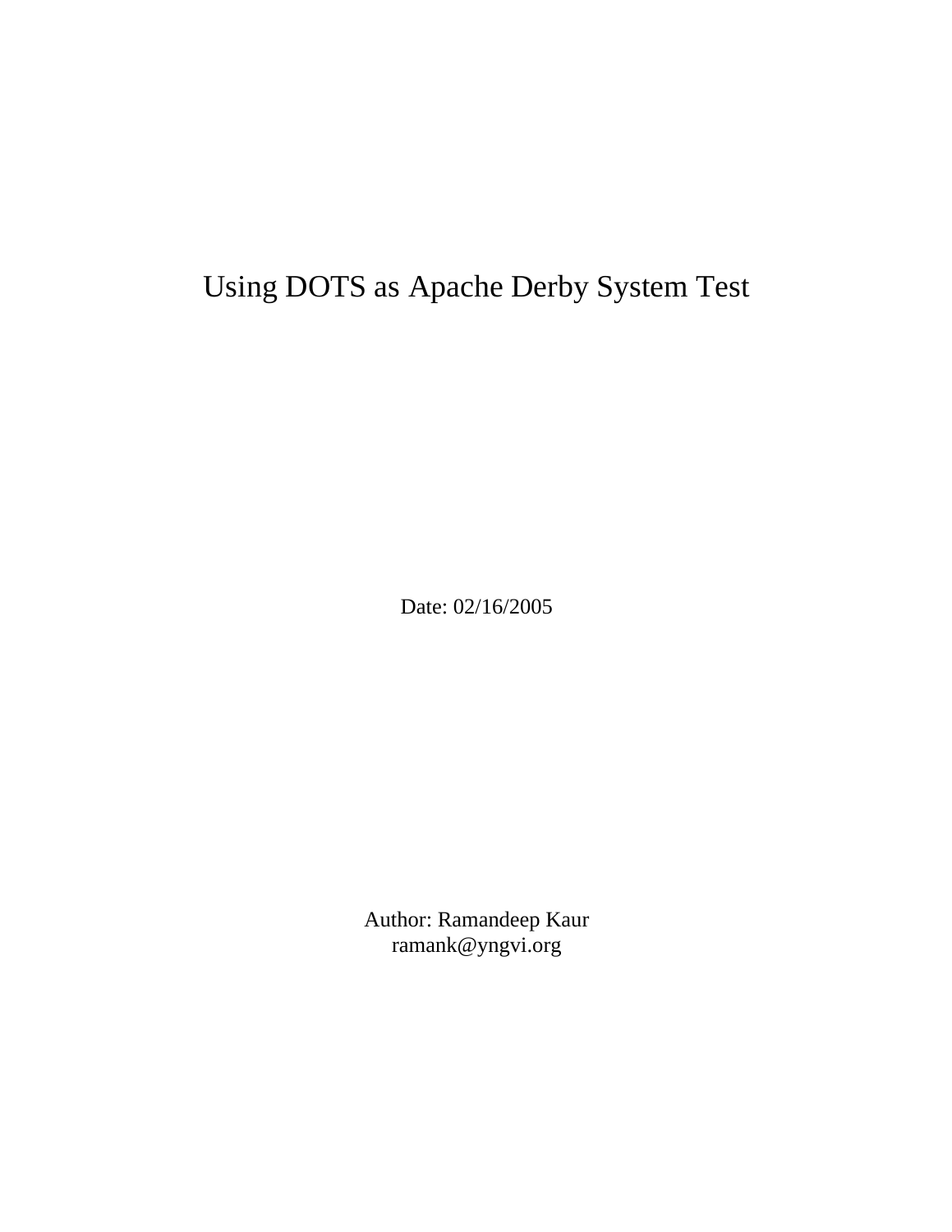# Using DOTS as Apache Derby System Test

Date: 02/16/2005

Author: Ramandeep Kaur
ramank@yngvi.org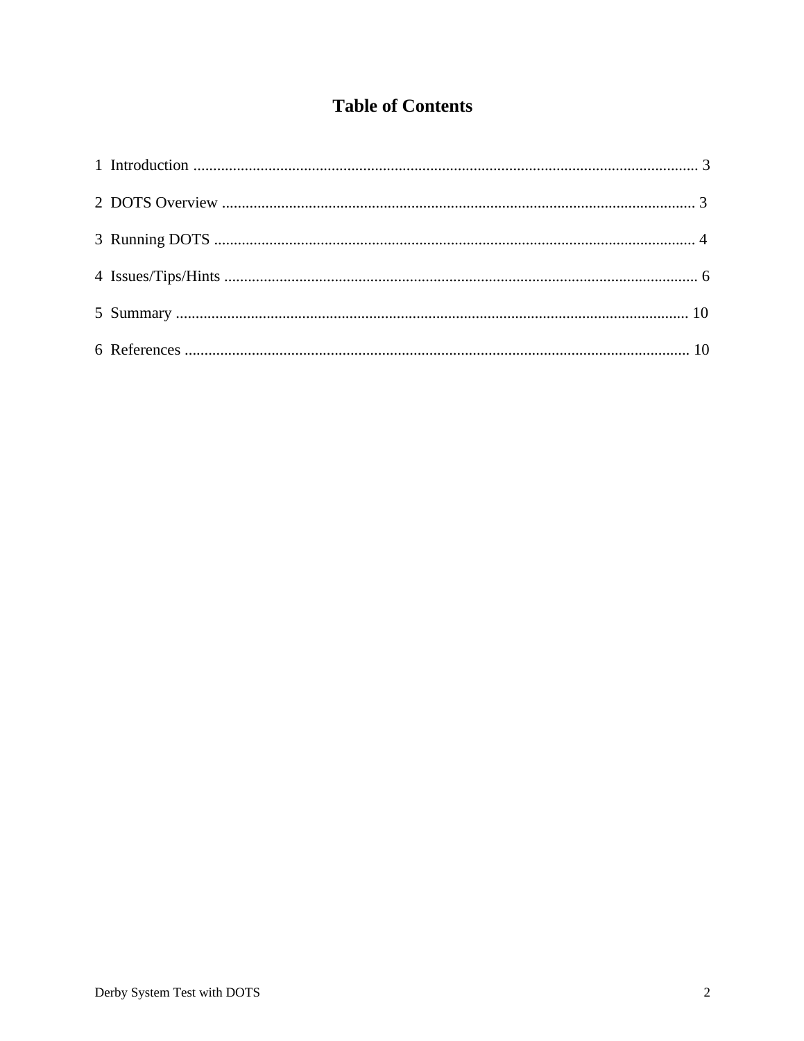# Table of Contents

1 Introduction ............................................................................................................................ 3

2 DOTS Overview ....................................................................................................................... 3

3 Running DOTS ......................................................................................................................... 4

4 Issues/Tips/Hints ....................................................................................................................... 6

5 Summary ................................................................................................................................. 10

6 References ............................................................................................................................... 10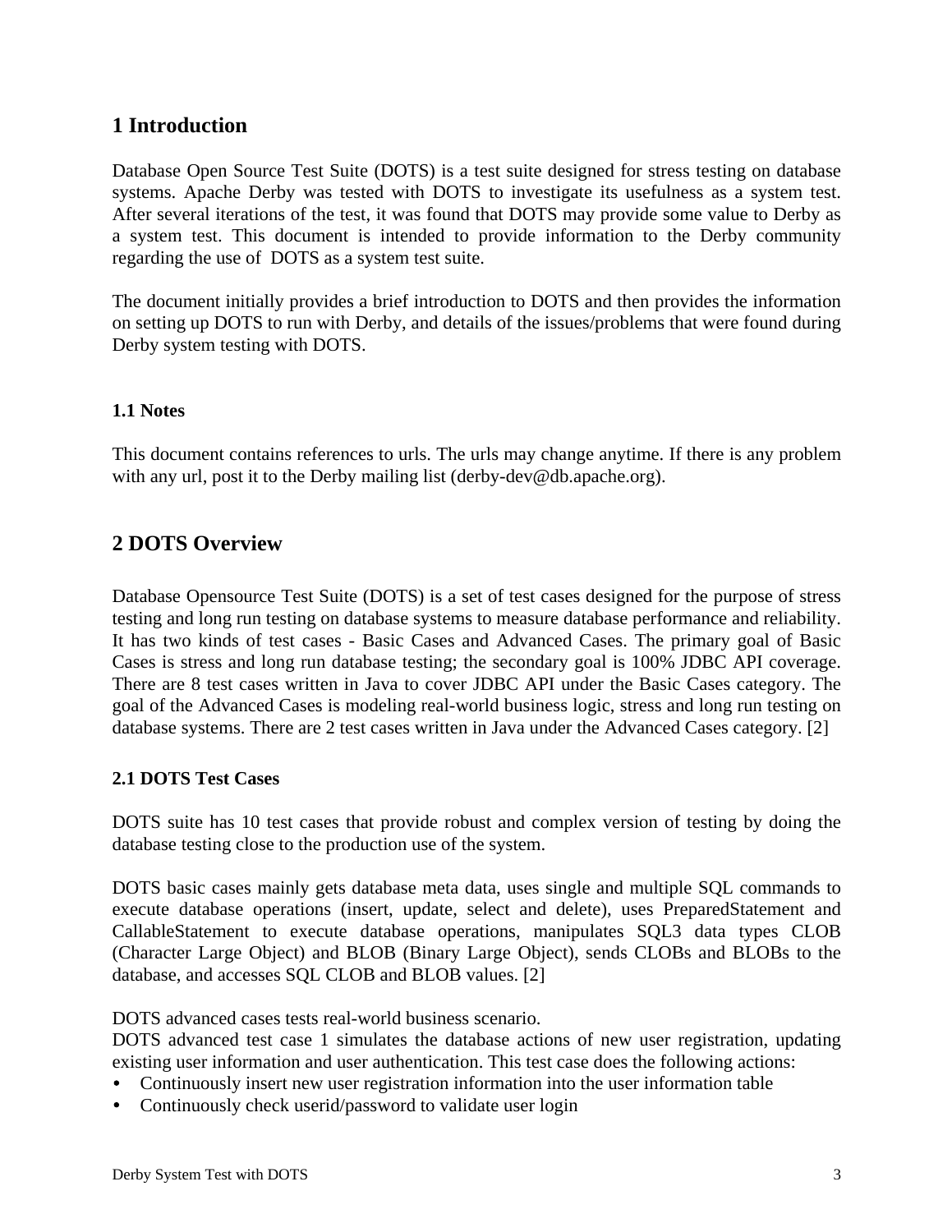# 1 Introduction

Database Open Source Test Suite (DOTS) is a test suite designed for stress testing on database systems. Apache Derby was tested with DOTS to investigate its usefulness as a system test. After several iterations of the test, it was found that DOTS may provide some value to Derby as a system test. This document is intended to provide information to the Derby community regarding the use of DOTS as a system test suite.

The document initially provides a brief introduction to DOTS and then provides the information on setting up DOTS to run with Derby, and details of the issues/problems that were found during Derby system testing with DOTS.

### 1.1 Notes

This document contains references to urls. The urls may change anytime. If there is any problem with any url, post it to the Derby mailing list (derby-dev@db.apache.org).

# 2 DOTS Overview

Database Opensource Test Suite (DOTS) is a set of test cases designed for the purpose of stress testing and long run testing on database systems to measure database performance and reliability. It has two kinds of test cases - Basic Cases and Advanced Cases. The primary goal of Basic Cases is stress and long run database testing; the secondary goal is 100% JDBC API coverage. There are 8 test cases written in Java to cover JDBC API under the Basic Cases category. The goal of the Advanced Cases is modeling real-world business logic, stress and long run testing on database systems. There are 2 test cases written in Java under the Advanced Cases category. [2]

### 2.1 DOTS Test Cases

DOTS suite has 10 test cases that provide robust and complex version of testing by doing the database testing close to the production use of the system.

DOTS basic cases mainly gets database meta data, uses single and multiple SQL commands to execute database operations (insert, update, select and delete), uses PreparedStatement and CallableStatement to execute database operations, manipulates SQL3 data types CLOB (Character Large Object) and BLOB (Binary Large Object), sends CLOBs and BLOBs to the database, and accesses SQL CLOB and BLOB values. [2]

DOTS advanced cases tests real-world business scenario.
DOTS advanced test case 1 simulates the database actions of new user registration, updating existing user information and user authentication. This test case does the following actions:

- Continuously insert new user registration information into the user information table
- Continuously check userid/password to validate user login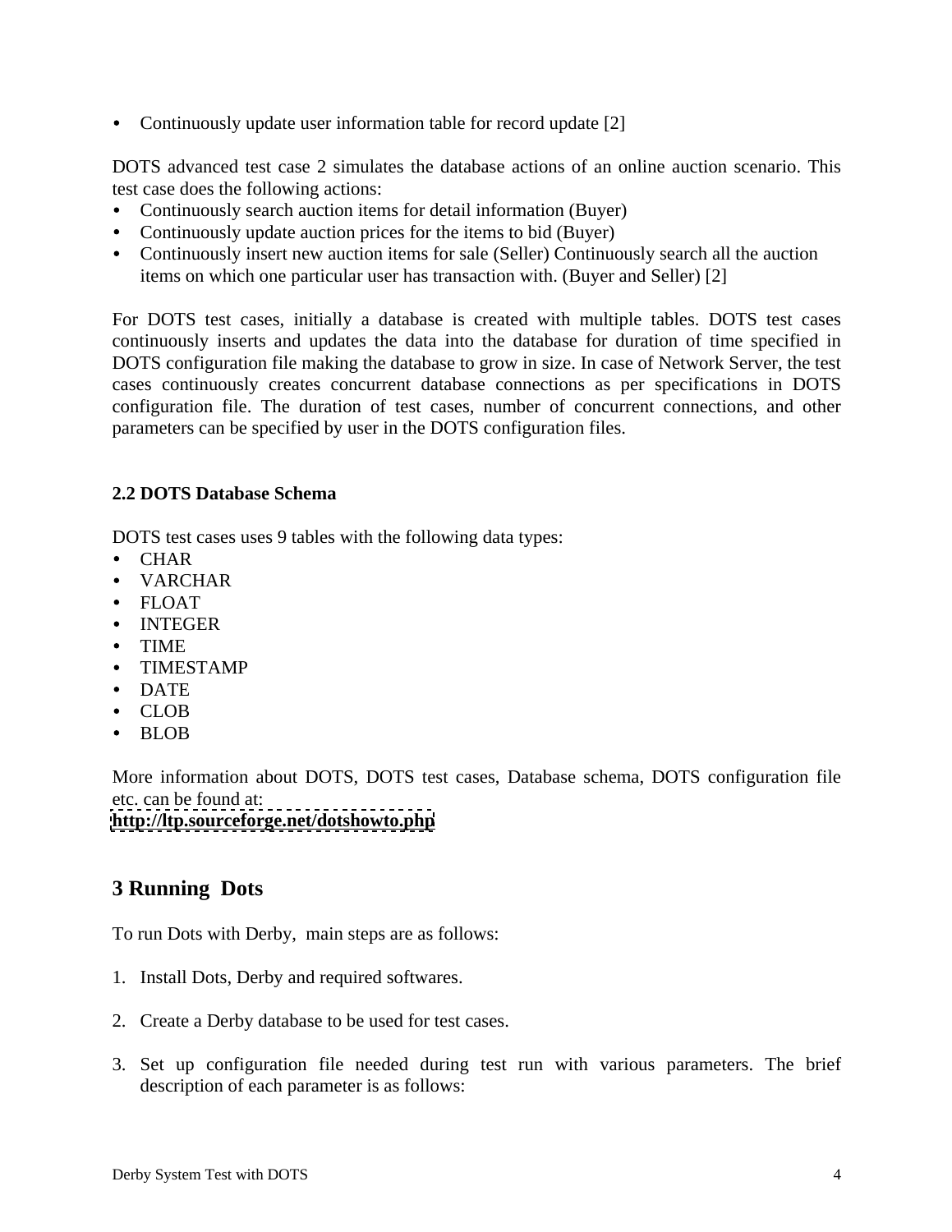- Continuously update user information table for record update [2]

DOTS advanced test case 2 simulates the database actions of an online auction scenario. This test case does the following actions:

- Continuously search auction items for detail information (Buyer)
- Continuously update auction prices for the items to bid (Buyer)
- Continuously insert new auction items for sale (Seller) Continuously search all the auction items on which one particular user has transaction with. (Buyer and Seller) [2]

For DOTS test cases, initially a database is created with multiple tables. DOTS test cases continuously inserts and updates the data into the database for duration of time specified in DOTS configuration file making the database to grow in size. In case of Network Server, the test cases continuously creates concurrent database connections as per specifications in DOTS configuration file. The duration of test cases, number of concurrent connections, and other parameters can be specified by user in the DOTS configuration files.

### 2.2 DOTS Database Schema

DOTS test cases uses 9 tables with the following data types:

- CHAR
- VARCHAR
- FLOAT
- INTEGER
- TIME
- TIMESTAMP
- DATE
- CLOB
- BLOB

More information about DOTS, DOTS test cases, Database schema, DOTS configuration file etc. can be found at:
**http://ltp.sourceforge.net/dotshowto.php**

## 3 Running Dots

To run Dots with Derby, main steps are as follows:

1. Install Dots, Derby and required softwares.

2. Create a Derby database to be used for test cases.

3. Set up configuration file needed during test run with various parameters. The brief description of each parameter is as follows: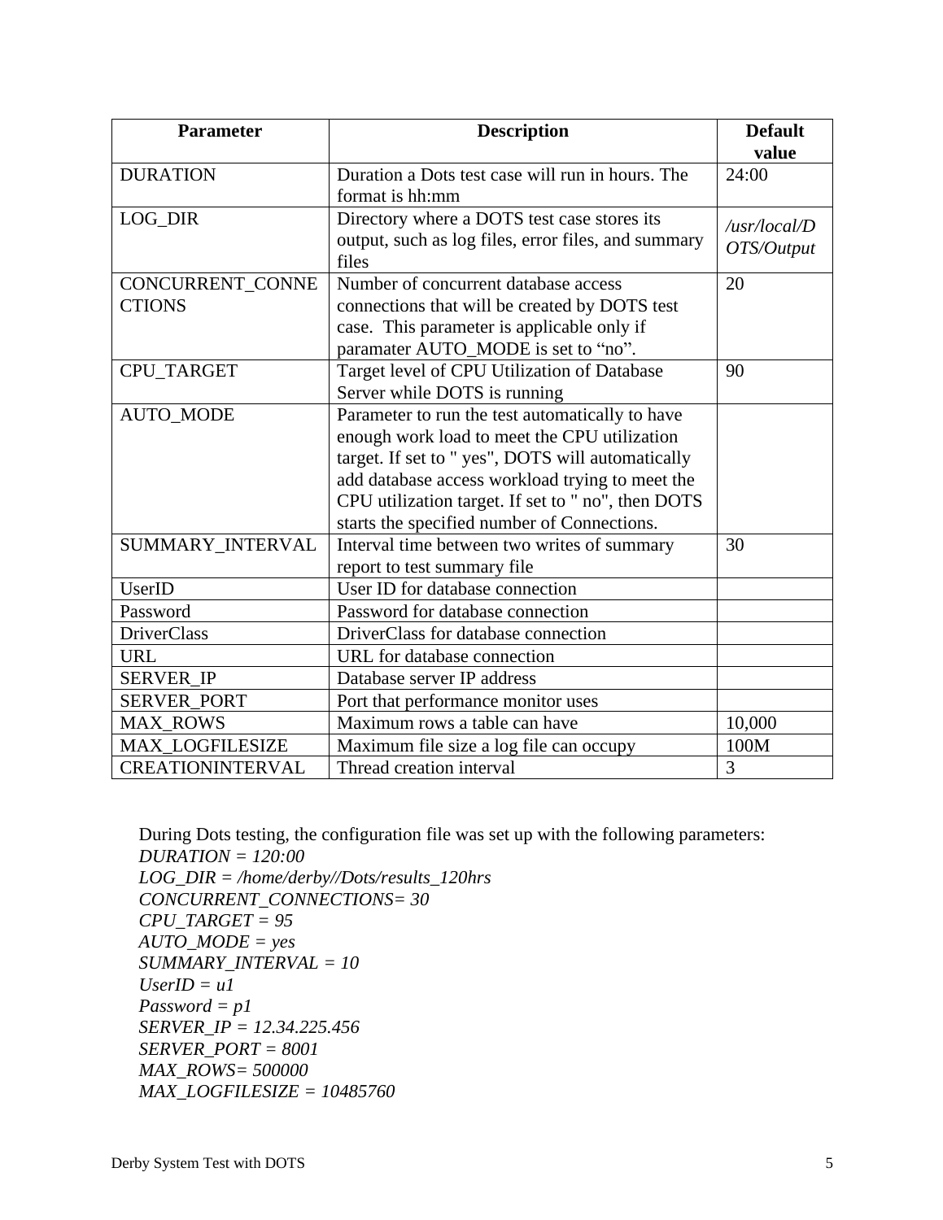| Parameter | Description | Default value |
| --- | --- | --- |
| DURATION | Duration a Dots test case will run in hours. The format is hh:mm | 24:00 |
| LOG_DIR | Directory where a DOTS test case stores its output, such as log files, error files, and summary files | */usr/local/DOTS/Output* |
| CONCURRENT_CONNECTIONS | Number of concurrent database access connections that will be created by DOTS test case. This parameter is applicable only if paramater AUTO_MODE is set to “no”. | 20 |
| CPU_TARGET | Target level of CPU Utilization of Database Server while DOTS is running | 90 |
| AUTO_MODE | Parameter to run the test automatically to have enough work load to meet the CPU utilization target. If set to " yes", DOTS will automatically add database access workload trying to meet the CPU utilization target. If set to " no", then DOTS starts the specified number of Connections. | |
| SUMMARY_INTERVAL | Interval time between two writes of summary report to test summary file | 30 |
| UserID | User ID for database connection | |
| Password | Password for database connection | |
| DriverClass | DriverClass for database connection | |
| URL | URL for database connection | |
| SERVER_IP | Database server IP address | |
| SERVER_PORT | Port that performance monitor uses | |
| MAX_ROWS | Maximum rows a table can have | 10,000 |
| MAX_LOGFILESIZE | Maximum file size a log file can occupy | 100M |
| CREATIONINTERVAL | Thread creation interval | 3 |

During Dots testing, the configuration file was set up with the following parameters:
*DURATION = 120:00*
*LOG_DIR = /home/derby//Dots/results_120hrs*
*CONCURRENT_CONNECTIONS= 30*
*CPU_TARGET = 95*
*AUTO_MODE = yes*
*SUMMARY_INTERVAL = 10*
*UserID = u1*
*Password = p1*
*SERVER_IP = 12.34.225.456*
*SERVER_PORT = 8001*
*MAX_ROWS= 500000*
*MAX_LOGFILESIZE = 10485760*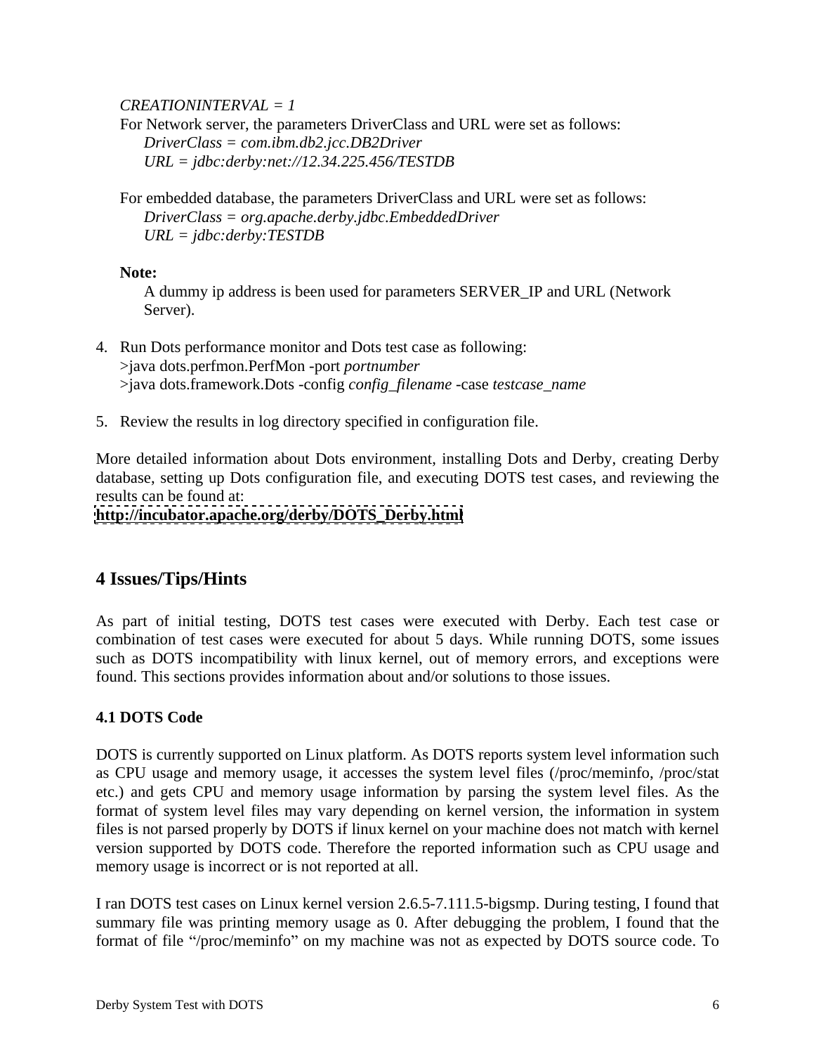*CREATIONINTERVAL = 1*

For Network server, the parameters DriverClass and URL were set as follows:

*DriverClass = com.ibm.db2.jcc.DB2Driver*
*URL = jdbc:derby:net://12.34.225.456/TESTDB*

For embedded database, the parameters DriverClass and URL were set as follows:

*DriverClass = org.apache.derby.jdbc.EmbeddedDriver*
*URL = jdbc:derby:TESTDB*

**Note:**

A dummy ip address is been used for parameters SERVER_IP and URL (Network Server).

4. Run Dots performance monitor and Dots test case as following:
   >java dots.perfmon.PerfMon -port *portnumber*
   >java dots.framework.Dots -config *config_filename* -case *testcase_name*

5. Review the results in log directory specified in configuration file.

More detailed information about Dots environment, installing Dots and Derby, creating Derby database, setting up Dots configuration file, and executing DOTS test cases, and reviewing the results can be found at:
**http://incubator.apache.org/derby/DOTS_Derby.html**

## 4 Issues/Tips/Hints

As part of initial testing, DOTS test cases were executed with Derby. Each test case or combination of test cases were executed for about 5 days. While running DOTS, some issues such as DOTS incompatibility with linux kernel, out of memory errors, and exceptions were found. This sections provides information about and/or solutions to those issues.

### 4.1 DOTS Code

DOTS is currently supported on Linux platform. As DOTS reports system level information such as CPU usage and memory usage, it accesses the system level files (/proc/meminfo, /proc/stat etc.) and gets CPU and memory usage information by parsing the system level files. As the format of system level files may vary depending on kernel version, the information in system files is not parsed properly by DOTS if linux kernel on your machine does not match with kernel version supported by DOTS code. Therefore the reported information such as CPU usage and memory usage is incorrect or is not reported at all.

I ran DOTS test cases on Linux kernel version 2.6.5-7.111.5-bigsmp. During testing, I found that summary file was printing memory usage as 0. After debugging the problem, I found that the format of file "/proc/meminfo" on my machine was not as expected by DOTS source code. To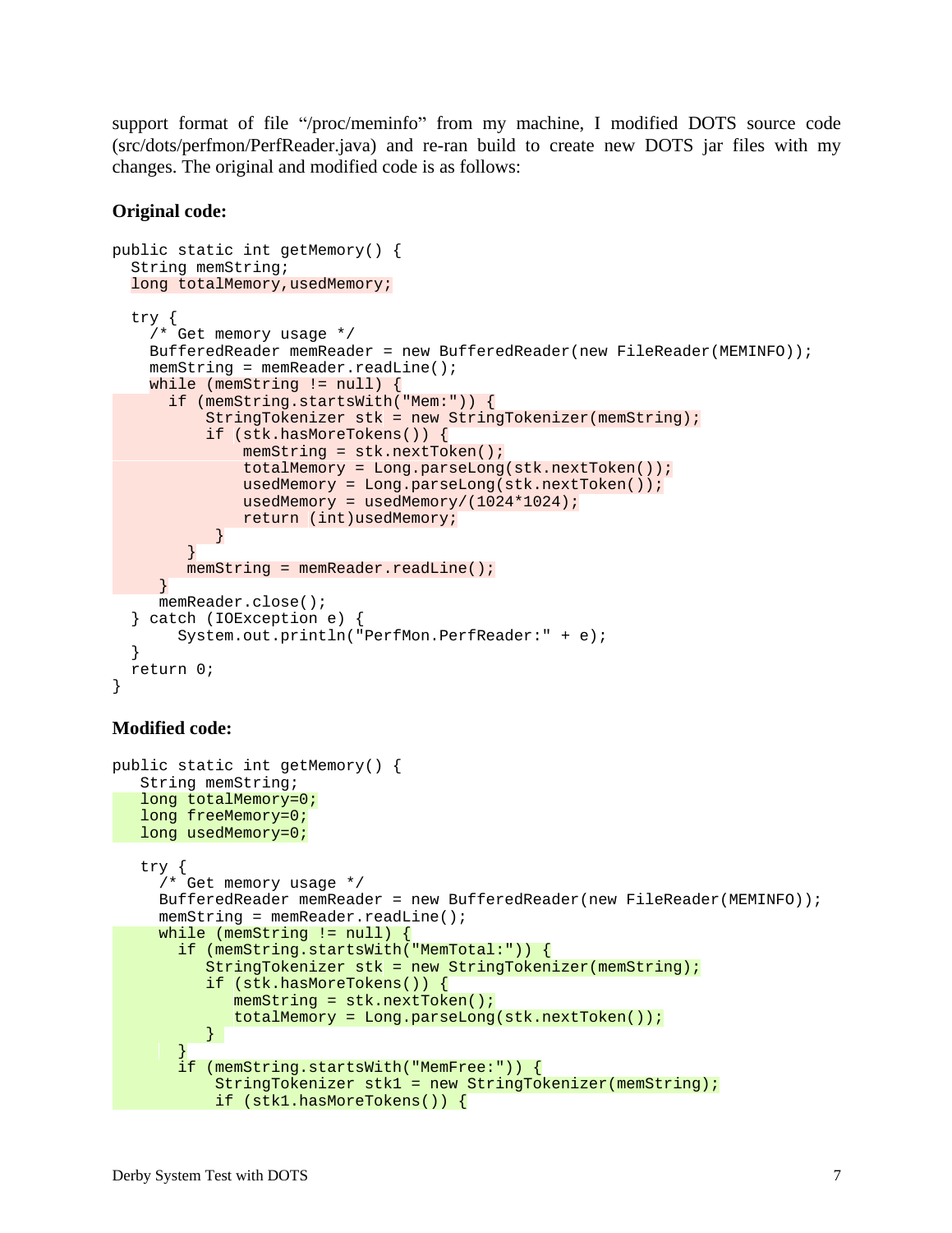support format of file "/proc/meminfo" from my machine, I modified DOTS source code (src/dots/perfmon/PerfReader.java) and re-ran build to create new DOTS jar files with my changes. The original and modified code is as follows:

**Original code:**

```
public static int getMemory() {
  String memString;
  long totalMemory,usedMemory;

  try {
    /* Get memory usage */
    BufferedReader memReader = new BufferedReader(new FileReader(MEMINFO));
    memString = memReader.readLine();
    while (memString != null) {
      if (memString.startsWith("Mem:")) {
          StringTokenizer stk = new StringTokenizer(memString);
          if (stk.hasMoreTokens()) {
              memString = stk.nextToken();
              totalMemory = Long.parseLong(stk.nextToken());
              usedMemory = Long.parseLong(stk.nextToken());
              usedMemory = usedMemory/(1024*1024);
              return (int)usedMemory;
           }
       }
       memString = memReader.readLine();
     }
     memReader.close();
  } catch (IOException e) {
       System.out.println("PerfMon.PerfReader:" + e);
  }
  return 0;
}
```

**Modified code:**

```
public static int getMemory() {
   String memString;
   long totalMemory=0;
   long freeMemory=0;
   long usedMemory=0;

   try {
     /* Get memory usage */
     BufferedReader memReader = new BufferedReader(new FileReader(MEMINFO));
     memString = memReader.readLine();
     while (memString != null) {
       if (memString.startsWith("MemTotal:")) {
          StringTokenizer stk = new StringTokenizer(memString);
          if (stk.hasMoreTokens()) {
             memString = stk.nextToken();
             totalMemory = Long.parseLong(stk.nextToken());
          }
       }
       if (memString.startsWith("MemFree:")) {
           StringTokenizer stk1 = new StringTokenizer(memString);
           if (stk1.hasMoreTokens()) {
```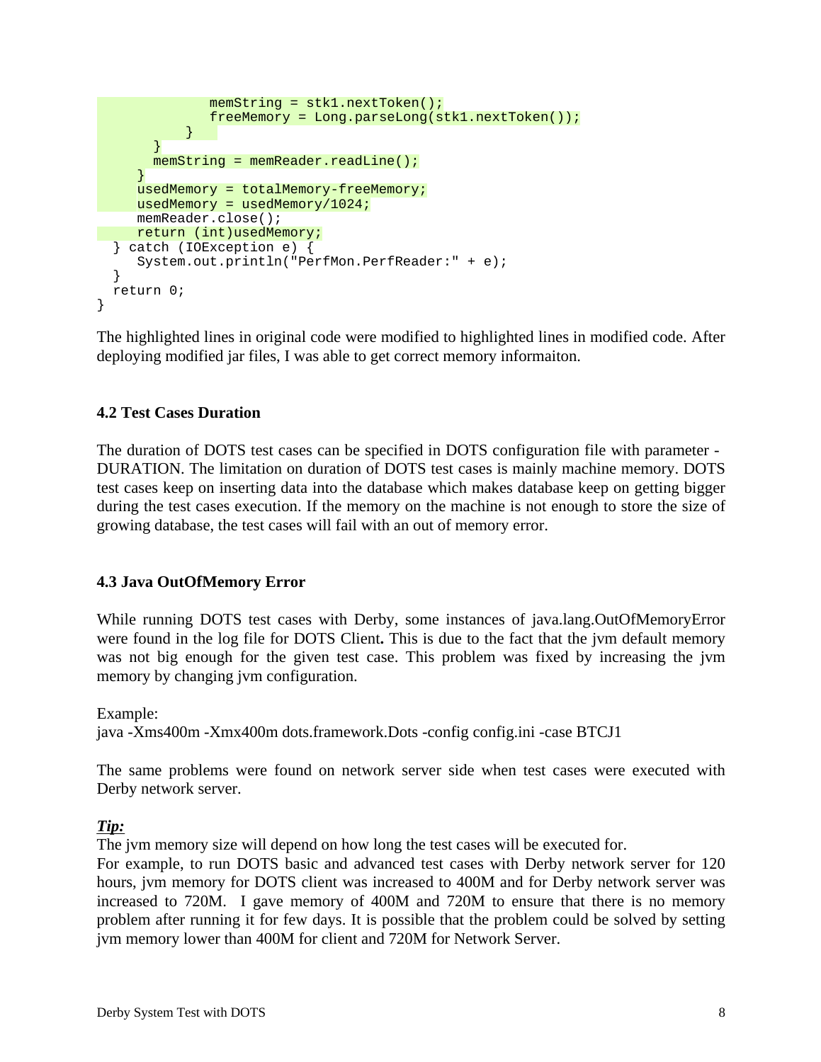```
                memString = stk1.nextToken();
                freeMemory = Long.parseLong(stk1.nextToken());
            }
        }
        memString = memReader.readLine();
      }
      usedMemory = totalMemory-freeMemory;
      usedMemory = usedMemory/1024;
      memReader.close();
      return (int)usedMemory;
   } catch (IOException e) {
      System.out.println("PerfMon.PerfReader:" + e);
   }
   return 0;
}
```

The highlighted lines in original code were modified to highlighted lines in modified code. After deploying modified jar files, I was able to get correct memory informaiton.

### 4.2 Test Cases Duration

The duration of DOTS test cases can be specified in DOTS configuration file with parameter - DURATION. The limitation on duration of DOTS test cases is mainly machine memory. DOTS test cases keep on inserting data into the database which makes database keep on getting bigger during the test cases execution. If the memory on the machine is not enough to store the size of growing database, the test cases will fail with an out of memory error.

### 4.3 Java OutOfMemory Error

While running DOTS test cases with Derby, some instances of java.lang.OutOfMemoryError were found in the log file for DOTS Client**.** This is due to the fact that the jvm default memory was not big enough for the given test case. This problem was fixed by increasing the jvm memory by changing jvm configuration.

Example:
java -Xms400m -Xmx400m dots.framework.Dots -config config.ini -case BTCJ1

The same problems were found on network server side when test cases were executed with Derby network server.

***Tip:***
The jvm memory size will depend on how long the test cases will be executed for.
For example, to run DOTS basic and advanced test cases with Derby network server for 120 hours, jvm memory for DOTS client was increased to 400M and for Derby network server was increased to 720M. I gave memory of 400M and 720M to ensure that there is no memory problem after running it for few days. It is possible that the problem could be solved by setting jvm memory lower than 400M for client and 720M for Network Server.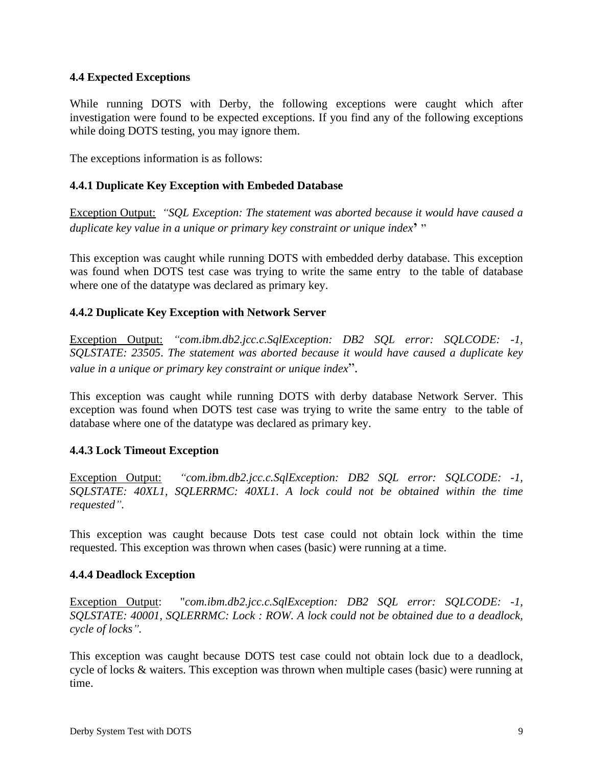### 4.4 Expected Exceptions

While running DOTS with Derby, the following exceptions were caught which after investigation were found to be expected exceptions. If you find any of the following exceptions while doing DOTS testing, you may ignore them.

The exceptions information is as follows:

#### 4.4.1 Duplicate Key Exception with Embeded Database

Exception Output: *"SQL Exception: The statement was aborted because it would have caused a duplicate key value in a unique or primary key constraint or unique index' "*

This exception was caught while running DOTS with embedded derby database. This exception was found when DOTS test case was trying to write the same entry to the table of database where one of the datatype was declared as primary key.

#### 4.4.2 Duplicate Key Exception with Network Server

Exception Output: *"com.ibm.db2.jcc.c.SqlException: DB2 SQL error: SQLCODE: -1, SQLSTATE: 23505. The statement was aborted because it would have caused a duplicate key value in a unique or primary key constraint or unique index".*

This exception was caught while running DOTS with derby database Network Server. This exception was found when DOTS test case was trying to write the same entry to the table of database where one of the datatype was declared as primary key.

#### 4.4.3 Lock Timeout Exception

Exception Output: *"com.ibm.db2.jcc.c.SqlException: DB2 SQL error: SQLCODE: -1, SQLSTATE: 40XL1, SQLERRMC: 40XL1. A lock could not be obtained within the time requested".*

This exception was caught because Dots test case could not obtain lock within the time requested. This exception was thrown when cases (basic) were running at a time.

#### 4.4.4 Deadlock Exception

Exception Output: *"com.ibm.db2.jcc.c.SqlException: DB2 SQL error: SQLCODE: -1, SQLSTATE: 40001, SQLERRMC: Lock : ROW. A lock could not be obtained due to a deadlock, cycle of locks".*

This exception was caught because DOTS test case could not obtain lock due to a deadlock, cycle of locks & waiters. This exception was thrown when multiple cases (basic) were running at time.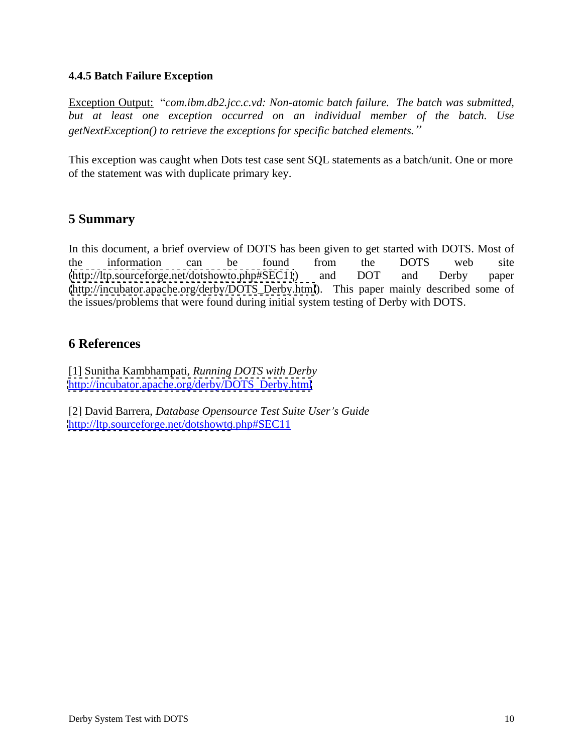### 4.4.5 Batch Failure Exception

Exception Output: "*com.ibm.db2.jcc.c.vd: Non-atomic batch failure. The batch was submitted, but at least one exception occurred on an individual member of the batch. Use getNextException() to retrieve the exceptions for specific batched elements.*"

This exception was caught when Dots test case sent SQL statements as a batch/unit. One or more of the statement was with duplicate primary key.

## 5 Summary

In this document, a brief overview of DOTS has been given to get started with DOTS. Most of the information can be found from the DOTS web site (http://ltp.sourceforge.net/dotshowto.php#SEC11) and DOT and Derby paper (http://incubator.apache.org/derby/DOTS_Derby.html). This paper mainly described some of the issues/problems that were found during initial system testing of Derby with DOTS.

## 6 References

[1] Sunitha Kambhampati, *Running DOTS with Derby*
http://incubator.apache.org/derby/DOTS_Derby.html

[2] David Barrera, *Database Opensource Test Suite User's Guide*
http://ltp.sourceforge.net/dotshowto.php#SEC11